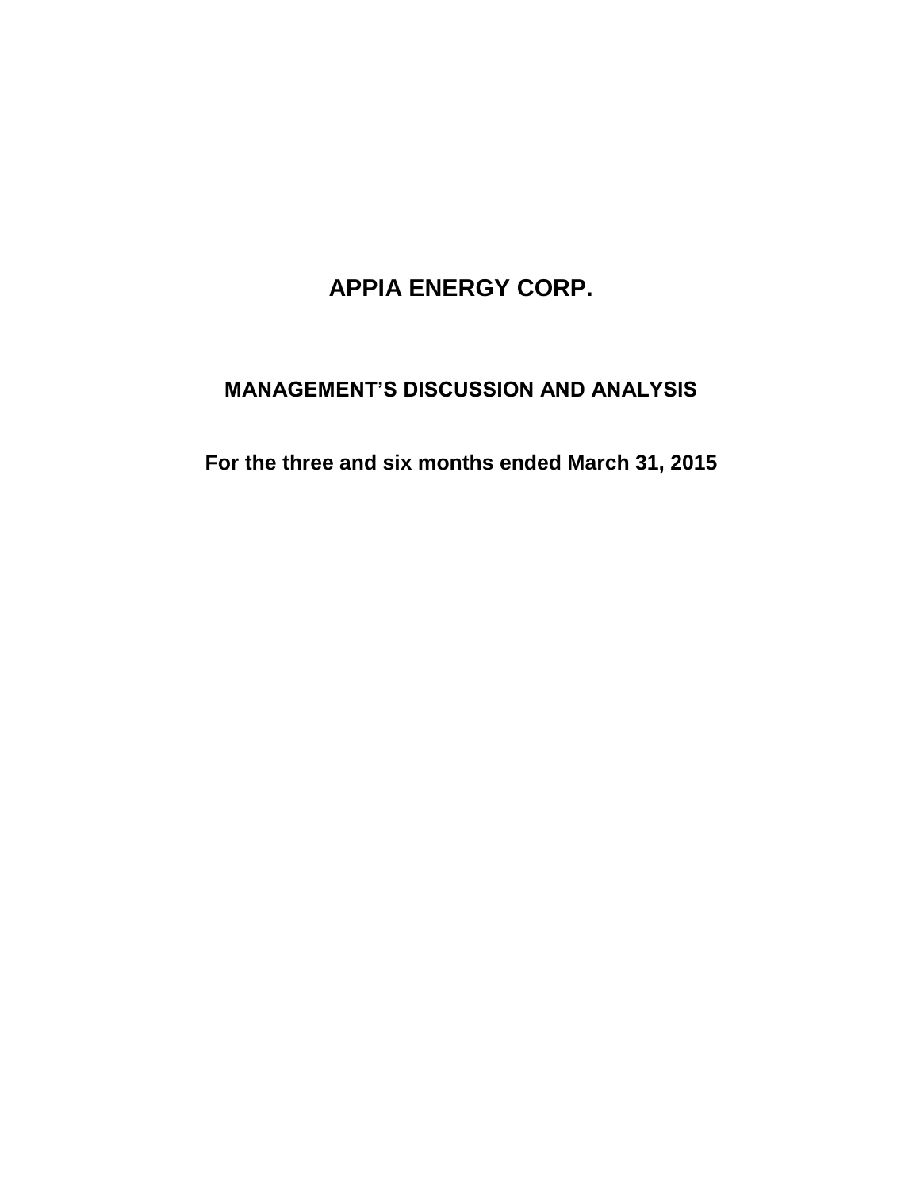# APPIA ENERGY CORP.

## MANAGEMENT'S DISCUSSION AND ANALYSIS

### For the three and six months ended March 31, 2015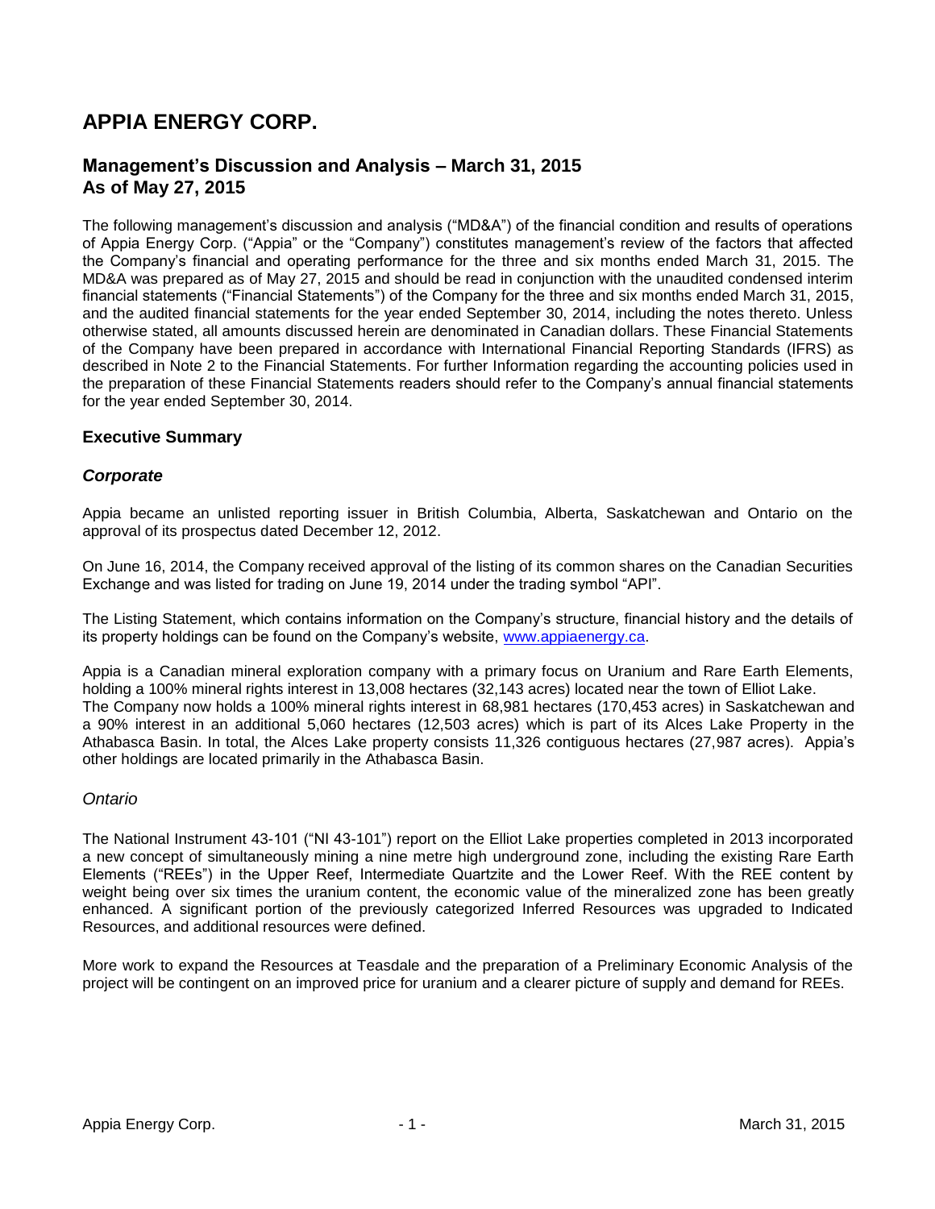# APPIA ENERGY CORP.

## Management's Discussion and Analysis – March 31, 2015
## As of May 27, 2015

The following management's discussion and analysis ("MD&A") of the financial condition and results of operations of Appia Energy Corp. ("Appia" or the "Company") constitutes management's review of the factors that affected the Company's financial and operating performance for the three and six months ended March 31, 2015. The MD&A was prepared as of May 27, 2015 and should be read in conjunction with the unaudited condensed interim financial statements ("Financial Statements") of the Company for the three and six months ended March 31, 2015, and the audited financial statements for the year ended September 30, 2014, including the notes thereto. Unless otherwise stated, all amounts discussed herein are denominated in Canadian dollars. These Financial Statements of the Company have been prepared in accordance with International Financial Reporting Standards (IFRS) as described in Note 2 to the Financial Statements. For further Information regarding the accounting policies used in the preparation of these Financial Statements readers should refer to the Company's annual financial statements for the year ended September 30, 2014.

### Executive Summary

#### *Corporate*

Appia became an unlisted reporting issuer in British Columbia, Alberta, Saskatchewan and Ontario on the approval of its prospectus dated December 12, 2012.

On June 16, 2014, the Company received approval of the listing of its common shares on the Canadian Securities Exchange and was listed for trading on June 19, 2014 under the trading symbol "API".

The Listing Statement, which contains information on the Company's structure, financial history and the details of its property holdings can be found on the Company's website, [www.appiaenergy.ca](www.appiaenergy.ca).

Appia is a Canadian mineral exploration company with a primary focus on Uranium and Rare Earth Elements, holding a 100% mineral rights interest in 13,008 hectares (32,143 acres) located near the town of Elliot Lake. The Company now holds a 100% mineral rights interest in 68,981 hectares (170,453 acres) in Saskatchewan and a 90% interest in an additional 5,060 hectares (12,503 acres) which is part of its Alces Lake Property in the Athabasca Basin. In total, the Alces Lake property consists 11,326 contiguous hectares (27,987 acres). Appia's other holdings are located primarily in the Athabasca Basin.

#### *Ontario*

The National Instrument 43-101 ("NI 43-101") report on the Elliot Lake properties completed in 2013 incorporated a new concept of simultaneously mining a nine metre high underground zone, including the existing Rare Earth Elements ("REEs") in the Upper Reef, Intermediate Quartzite and the Lower Reef. With the REE content by weight being over six times the uranium content, the economic value of the mineralized zone has been greatly enhanced. A significant portion of the previously categorized Inferred Resources was upgraded to Indicated Resources, and additional resources were defined.

More work to expand the Resources at Teasdale and the preparation of a Preliminary Economic Analysis of the project will be contingent on an improved price for uranium and a clearer picture of supply and demand for REEs.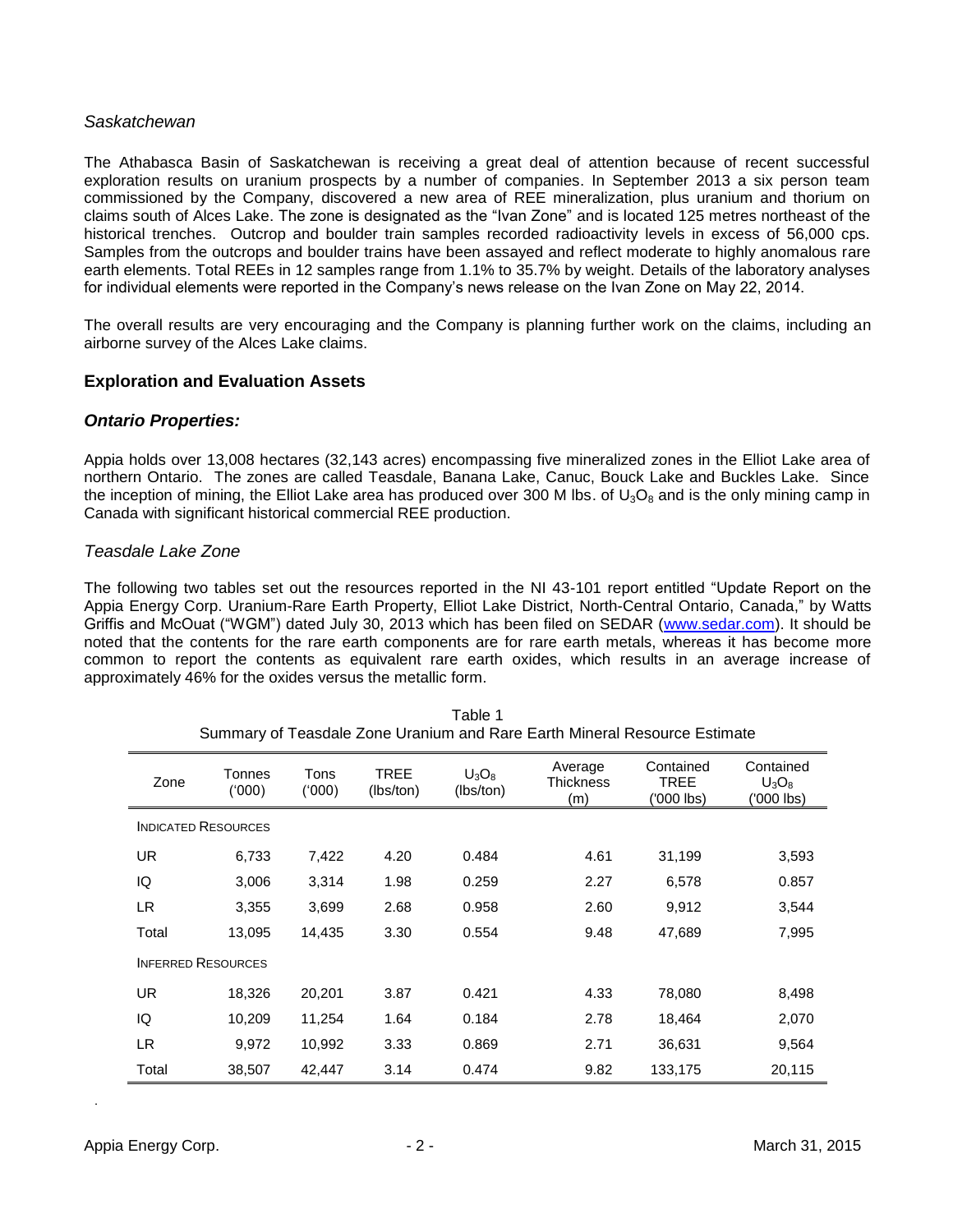*Saskatchewan*

The Athabasca Basin of Saskatchewan is receiving a great deal of attention because of recent successful exploration results on uranium prospects by a number of companies. In September 2013 a six person team commissioned by the Company, discovered a new area of REE mineralization, plus uranium and thorium on claims south of Alces Lake. The zone is designated as the "Ivan Zone" and is located 125 metres northeast of the historical trenches. Outcrop and boulder train samples recorded radioactivity levels in excess of 56,000 cps. Samples from the outcrops and boulder trains have been assayed and reflect moderate to highly anomalous rare earth elements. Total REEs in 12 samples range from 1.1% to 35.7% by weight. Details of the laboratory analyses for individual elements were reported in the Company's news release on the Ivan Zone on May 22, 2014.

The overall results are very encouraging and the Company is planning further work on the claims, including an airborne survey of the Alces Lake claims.

## Exploration and Evaluation Assets

### *Ontario Properties:*

Appia holds over 13,008 hectares (32,143 acres) encompassing five mineralized zones in the Elliot Lake area of northern Ontario. The zones are called Teasdale, Banana Lake, Canuc, Bouck Lake and Buckles Lake. Since the inception of mining, the Elliot Lake area has produced over 300 M lbs. of $U_3O_8$ and is the only mining camp in Canada with significant historical commercial REE production.

*Teasdale Lake Zone*

The following two tables set out the resources reported in the NI 43-101 report entitled "Update Report on the Appia Energy Corp. Uranium-Rare Earth Property, Elliot Lake District, North-Central Ontario, Canada," by Watts Griffis and McOuat ("WGM") dated July 30, 2013 which has been filed on SEDAR (www.sedar.com). It should be noted that the contents for the rare earth components are for rare earth metals, whereas it has become more common to report the contents as equivalent rare earth oxides, which results in an average increase of approximately 46% for the oxides versus the metallic form.

Table 1
Summary of Teasdale Zone Uranium and Rare Earth Mineral Resource Estimate

| Zone | Tonnes ('000) | Tons ('000) | TREE (lbs/ton) | $U_3O_8$ (lbs/ton) | Average Thickness (m) | Contained TREE ('000 lbs) | Contained $U_3O_8$ ('000 lbs) |
|---|---|---|---|---|---|---|---|
| INDICATED RESOURCES | | | | | | | |
| UR | 6,733 | 7,422 | 4.20 | 0.484 | 4.61 | 31,199 | 3,593 |
| IQ | 3,006 | 3,314 | 1.98 | 0.259 | 2.27 | 6,578 | 0.857 |
| LR | 3,355 | 3,699 | 2.68 | 0.958 | 2.60 | 9,912 | 3,544 |
| Total | 13,095 | 14,435 | 3.30 | 0.554 | 9.48 | 47,689 | 7,995 |
| INFERRED RESOURCES | | | | | | | |
| UR | 18,326 | 20,201 | 3.87 | 0.421 | 4.33 | 78,080 | 8,498 |
| IQ | 10,209 | 11,254 | 1.64 | 0.184 | 2.78 | 18,464 | 2,070 |
| LR | 9,972 | 10,992 | 3.33 | 0.869 | 2.71 | 36,631 | 9,564 |
| Total | 38,507 | 42,447 | 3.14 | 0.474 | 9.82 | 133,175 | 20,115 |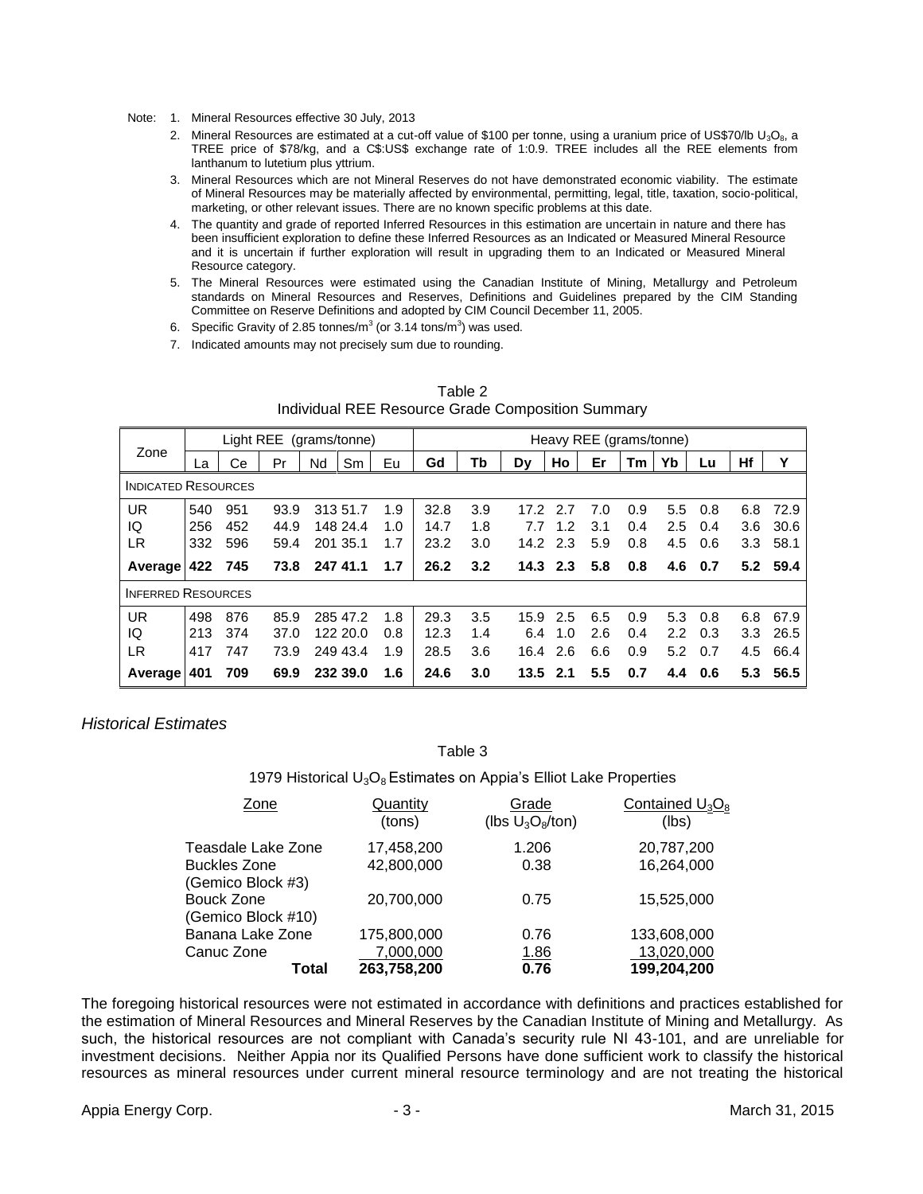Note: 1. Mineral Resources effective 30 July, 2013

2. Mineral Resources are estimated at a cut-off value of \$100 per tonne, using a uranium price of US\$70/lb $U_3O_8$, a TREE price of \$78/kg, and a C\$:US\$ exchange rate of 1:0.9. TREE includes all the REE elements from lanthanum to lutetium plus yttrium.
3. Mineral Resources which are not Mineral Reserves do not have demonstrated economic viability. The estimate of Mineral Resources may be materially affected by environmental, permitting, legal, title, taxation, socio-political, marketing, or other relevant issues. There are no known specific problems at this date.
4. The quantity and grade of reported Inferred Resources in this estimation are uncertain in nature and there has been insufficient exploration to define these Inferred Resources as an Indicated or Measured Mineral Resource and it is uncertain if further exploration will result in upgrading them to an Indicated or Measured Mineral Resource category.
5. The Mineral Resources were estimated using the Canadian Institute of Mining, Metallurgy and Petroleum standards on Mineral Resources and Reserves, Definitions and Guidelines prepared by the CIM Standing Committee on Reserve Definitions and adopted by CIM Council December 11, 2005.
6. Specific Gravity of 2.85 tonnes/m$^3$ (or 3.14 tons/m$^3$) was used.
7. Indicated amounts may not precisely sum due to rounding.

Table 2
Individual REE Resource Grade Composition Summary

| Zone | Light REE (grams/tonne) | | | | | | Heavy REE (grams/tonne) | | | | | | | | | |
|---|---|---|---|---|---|---|---|---|---|---|---|---|---|---|---|---|
| | La | Ce | Pr | Nd | Sm | Eu | Gd | Tb | Dy | Ho | Er | Tm | Yb | Lu | Hf | Y |
| INDICATED RESOURCES | | | | | | | | | | | | | | | | |
| UR | 540 | 951 | 93.9 | 313 | 51.7 | 1.9 | 32.8 | 3.9 | 17.2 | 2.7 | 7.0 | 0.9 | 5.5 | 0.8 | 6.8 | 72.9 |
| IQ | 256 | 452 | 44.9 | 148 | 24.4 | 1.0 | 14.7 | 1.8 | 7.7 | 1.2 | 3.1 | 0.4 | 2.5 | 0.4 | 3.6 | 30.6 |
| LR | 332 | 596 | 59.4 | 201 | 35.1 | 1.7 | 23.2 | 3.0 | 14.2 | 2.3 | 5.9 | 0.8 | 4.5 | 0.6 | 3.3 | 58.1 |
| **Average** | **422** | **745** | **73.8** | **247** | **41.1** | **1.7** | **26.2** | **3.2** | **14.3** | **2.3** | **5.8** | **0.8** | **4.6** | **0.7** | **5.2** | **59.4** |
| INFERRED RESOURCES | | | | | | | | | | | | | | | | |
| UR | 498 | 876 | 85.9 | 285 | 47.2 | 1.8 | 29.3 | 3.5 | 15.9 | 2.5 | 6.5 | 0.9 | 5.3 | 0.8 | 6.8 | 67.9 |
| IQ | 213 | 374 | 37.0 | 122 | 20.0 | 0.8 | 12.3 | 1.4 | 6.4 | 1.0 | 2.6 | 0.4 | 2.2 | 0.3 | 3.3 | 26.5 |
| LR | 417 | 747 | 73.9 | 249 | 43.4 | 1.9 | 28.5 | 3.6 | 16.4 | 2.6 | 6.6 | 0.9 | 5.2 | 0.7 | 4.5 | 66.4 |
| **Average** | **401** | **709** | **69.9** | **232** | **39.0** | **1.6** | **24.6** | **3.0** | **13.5** | **2.1** | **5.5** | **0.7** | **4.4** | **0.6** | **5.3** | **56.5** |

### *Historical Estimates*

Table 3

1979 Historical $U_3O_8$ Estimates on Appia's Elliot Lake Properties

| Zone | Quantity (tons) | Grade (lbs $U_3O_8$/ton) | Contained $U_3O_8$ (lbs) |
|---|---|---|---|
| Teasdale Lake Zone | 17,458,200 | 1.206 | 20,787,200 |
| Buckles Zone (Gemico Block #3) | 42,800,000 | 0.38 | 16,264,000 |
| Bouck Zone (Gemico Block #10) | 20,700,000 | 0.75 | 15,525,000 |
| Banana Lake Zone | 175,800,000 | 0.76 | 133,608,000 |
| Canuc Zone | 7,000,000 | 1.86 | 13,020,000 |
| **Total** | **263,758,200** | **0.76** | **199,204,200** |

The foregoing historical resources were not estimated in accordance with definitions and practices established for the estimation of Mineral Resources and Mineral Reserves by the Canadian Institute of Mining and Metallurgy. As such, the historical resources are not compliant with Canada's security rule NI 43-101, and are unreliable for investment decisions. Neither Appia nor its Qualified Persons have done sufficient work to classify the historical resources as mineral resources under current mineral resource terminology and are not treating the historical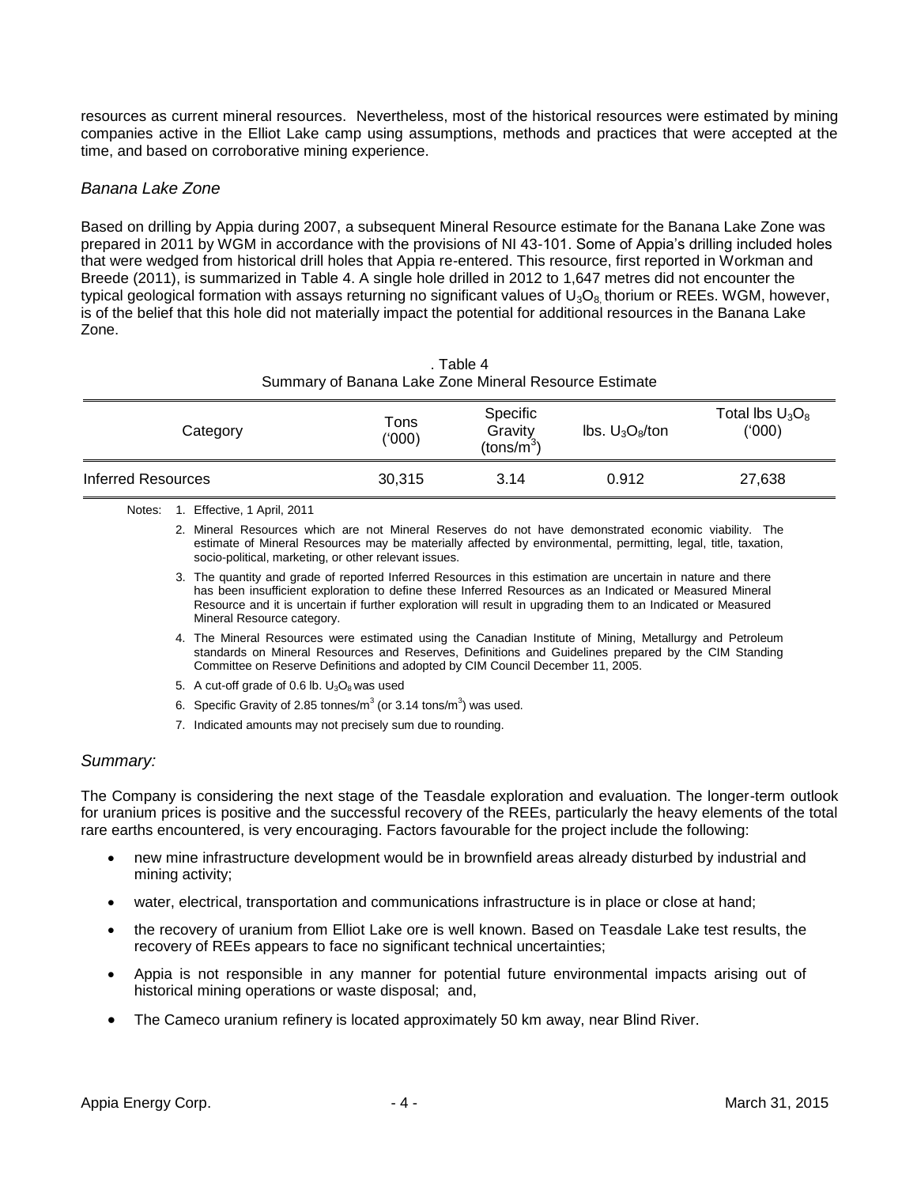resources as current mineral resources. Nevertheless, most of the historical resources were estimated by mining companies active in the Elliot Lake camp using assumptions, methods and practices that were accepted at the time, and based on corroborative mining experience.

### *Banana Lake Zone*

Based on drilling by Appia during 2007, a subsequent Mineral Resource estimate for the Banana Lake Zone was prepared in 2011 by WGM in accordance with the provisions of NI 43-101. Some of Appia's drilling included holes that were wedged from historical drill holes that Appia re-entered. This resource, first reported in Workman and Breede (2011), is summarized in Table 4. A single hole drilled in 2012 to 1,647 metres did not encounter the typical geological formation with assays returning no significant values of $U_3O_8$, thorium or REEs. WGM, however, is of the belief that this hole did not materially impact the potential for additional resources in the Banana Lake Zone.

. Table 4
Summary of Banana Lake Zone Mineral Resource Estimate

| Category | Tons ('000) | Specific Gravity (tons/m$^3$) | lbs. $U_3O_8$/ton | Total lbs $U_3O_8$ ('000) |
|---|---|---|---|---|
| Inferred Resources | 30,315 | 3.14 | 0.912 | 27,638 |

Notes:
1. Effective, 1 April, 2011
2. Mineral Resources which are not Mineral Reserves do not have demonstrated economic viability. The estimate of Mineral Resources may be materially affected by environmental, permitting, legal, title, taxation, socio-political, marketing, or other relevant issues.
3. The quantity and grade of reported Inferred Resources in this estimation are uncertain in nature and there has been insufficient exploration to define these Inferred Resources as an Indicated or Measured Mineral Resource and it is uncertain if further exploration will result in upgrading them to an Indicated or Measured Mineral Resource category.
4. The Mineral Resources were estimated using the Canadian Institute of Mining, Metallurgy and Petroleum standards on Mineral Resources and Reserves, Definitions and Guidelines prepared by the CIM Standing Committee on Reserve Definitions and adopted by CIM Council December 11, 2005.
5. A cut-off grade of 0.6 lb. $U_3O_8$ was used
6. Specific Gravity of 2.85 tonnes/m$^3$ (or 3.14 tons/m$^3$) was used.
7. Indicated amounts may not precisely sum due to rounding.

### *Summary:*

The Company is considering the next stage of the Teasdale exploration and evaluation. The longer-term outlook for uranium prices is positive and the successful recovery of the REEs, particularly the heavy elements of the total rare earths encountered, is very encouraging. Factors favourable for the project include the following:

- new mine infrastructure development would be in brownfield areas already disturbed by industrial and mining activity;
- water, electrical, transportation and communications infrastructure is in place or close at hand;
- the recovery of uranium from Elliot Lake ore is well known. Based on Teasdale Lake test results, the recovery of REEs appears to face no significant technical uncertainties;
- Appia is not responsible in any manner for potential future environmental impacts arising out of historical mining operations or waste disposal; and,
- The Cameco uranium refinery is located approximately 50 km away, near Blind River.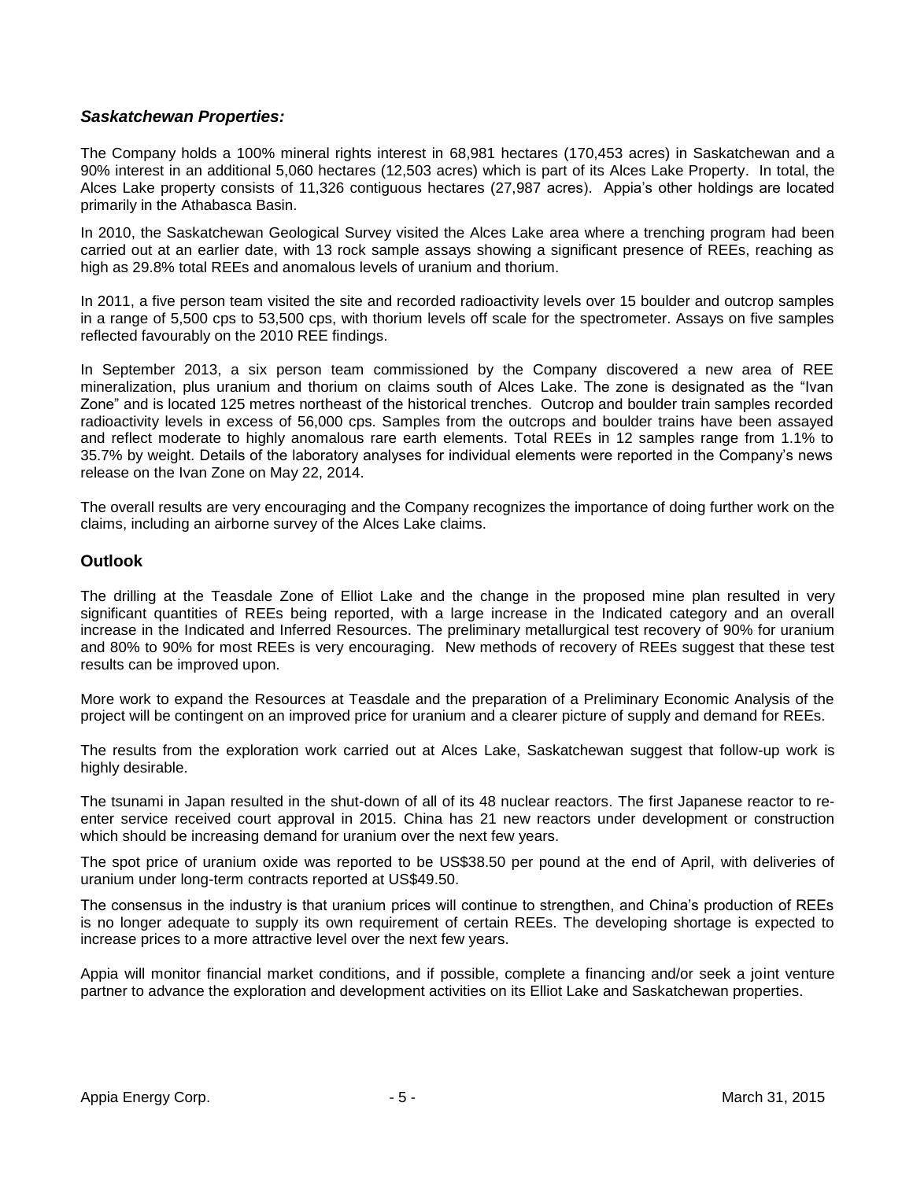### *Saskatchewan Properties:*

The Company holds a 100% mineral rights interest in 68,981 hectares (170,453 acres) in Saskatchewan and a 90% interest in an additional 5,060 hectares (12,503 acres) which is part of its Alces Lake Property. In total, the Alces Lake property consists of 11,326 contiguous hectares (27,987 acres). Appia's other holdings are located primarily in the Athabasca Basin.

In 2010, the Saskatchewan Geological Survey visited the Alces Lake area where a trenching program had been carried out at an earlier date, with 13 rock sample assays showing a significant presence of REEs, reaching as high as 29.8% total REEs and anomalous levels of uranium and thorium.

In 2011, a five person team visited the site and recorded radioactivity levels over 15 boulder and outcrop samples in a range of 5,500 cps to 53,500 cps, with thorium levels off scale for the spectrometer. Assays on five samples reflected favourably on the 2010 REE findings.

In September 2013, a six person team commissioned by the Company discovered a new area of REE mineralization, plus uranium and thorium on claims south of Alces Lake. The zone is designated as the "Ivan Zone" and is located 125 metres northeast of the historical trenches. Outcrop and boulder train samples recorded radioactivity levels in excess of 56,000 cps. Samples from the outcrops and boulder trains have been assayed and reflect moderate to highly anomalous rare earth elements. Total REEs in 12 samples range from 1.1% to 35.7% by weight. Details of the laboratory analyses for individual elements were reported in the Company's news release on the Ivan Zone on May 22, 2014.

The overall results are very encouraging and the Company recognizes the importance of doing further work on the claims, including an airborne survey of the Alces Lake claims.

## Outlook

The drilling at the Teasdale Zone of Elliot Lake and the change in the proposed mine plan resulted in very significant quantities of REEs being reported, with a large increase in the Indicated category and an overall increase in the Indicated and Inferred Resources. The preliminary metallurgical test recovery of 90% for uranium and 80% to 90% for most REEs is very encouraging. New methods of recovery of REEs suggest that these test results can be improved upon.

More work to expand the Resources at Teasdale and the preparation of a Preliminary Economic Analysis of the project will be contingent on an improved price for uranium and a clearer picture of supply and demand for REEs.

The results from the exploration work carried out at Alces Lake, Saskatchewan suggest that follow-up work is highly desirable.

The tsunami in Japan resulted in the shut-down of all of its 48 nuclear reactors. The first Japanese reactor to re-enter service received court approval in 2015. China has 21 new reactors under development or construction which should be increasing demand for uranium over the next few years.

The spot price of uranium oxide was reported to be US$38.50 per pound at the end of April, with deliveries of uranium under long-term contracts reported at US$49.50.

The consensus in the industry is that uranium prices will continue to strengthen, and China's production of REEs is no longer adequate to supply its own requirement of certain REEs. The developing shortage is expected to increase prices to a more attractive level over the next few years.

Appia will monitor financial market conditions, and if possible, complete a financing and/or seek a joint venture partner to advance the exploration and development activities on its Elliot Lake and Saskatchewan properties.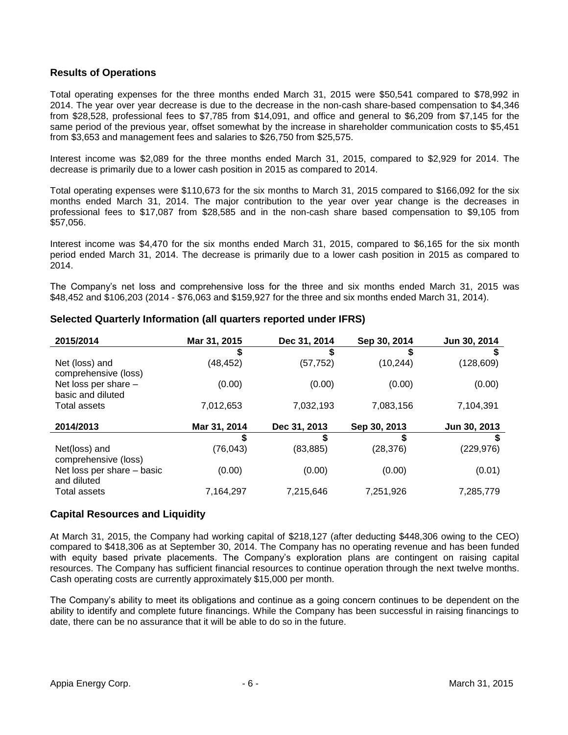## Results of Operations

Total operating expenses for the three months ended March 31, 2015 were $50,541 compared to $78,992 in 2014. The year over year decrease is due to the decrease in the non-cash share-based compensation to $4,346 from $28,528, professional fees to $7,785 from $14,091, and office and general to $6,209 from $7,145 for the same period of the previous year, offset somewhat by the increase in shareholder communication costs to $5,451 from $3,653 and management fees and salaries to $26,750 from $25,575.

Interest income was $2,089 for the three months ended March 31, 2015, compared to $2,929 for 2014. The decrease is primarily due to a lower cash position in 2015 as compared to 2014.

Total operating expenses were $110,673 for the six months to March 31, 2015 compared to $166,092 for the six months ended March 31, 2014. The major contribution to the year over year change is the decreases in professional fees to $17,087 from $28,585 and in the non-cash share based compensation to $9,105 from $57,056.

Interest income was $4,470 for the six months ended March 31, 2015, compared to $6,165 for the six month period ended March 31, 2014. The decrease is primarily due to a lower cash position in 2015 as compared to 2014.

The Company's net loss and comprehensive loss for the three and six months ended March 31, 2015 was $48,452 and $106,203 (2014 - $76,063 and $159,927 for the three and six months ended March 31, 2014).

## Selected Quarterly Information (all quarters reported under IFRS)

| 2015/2014 | Mar 31, 2015 | Dec 31, 2014 | Sep 30, 2014 | Jun 30, 2014 |
|---|---|---|---|---|
| | $ | $ | $ | $ |
| Net (loss) and comprehensive (loss) | (48,452) | (57,752) | (10,244) | (128,609) |
| Net loss per share – basic and diluted | (0.00) | (0.00) | (0.00) | (0.00) |
| Total assets | 7,012,653 | 7,032,193 | 7,083,156 | 7,104,391 |
| **2014/2013** | **Mar 31, 2014** | **Dec 31, 2013** | **Sep 30, 2013** | **Jun 30, 2013** |
| | $ | $ | $ | $ |
| Net(loss) and comprehensive (loss) | (76,043) | (83,885) | (28,376) | (229,976) |
| Net loss per share – basic and diluted | (0.00) | (0.00) | (0.00) | (0.01) |
| Total assets | 7,164,297 | 7,215,646 | 7,251,926 | 7,285,779 |

## Capital Resources and Liquidity

At March 31, 2015, the Company had working capital of $218,127 (after deducting $448,306 owing to the CEO) compared to $418,306 as at September 30, 2014. The Company has no operating revenue and has been funded with equity based private placements. The Company's exploration plans are contingent on raising capital resources. The Company has sufficient financial resources to continue operation through the next twelve months. Cash operating costs are currently approximately $15,000 per month.

The Company's ability to meet its obligations and continue as a going concern continues to be dependent on the ability to identify and complete future financings. While the Company has been successful in raising financings to date, there can be no assurance that it will be able to do so in the future.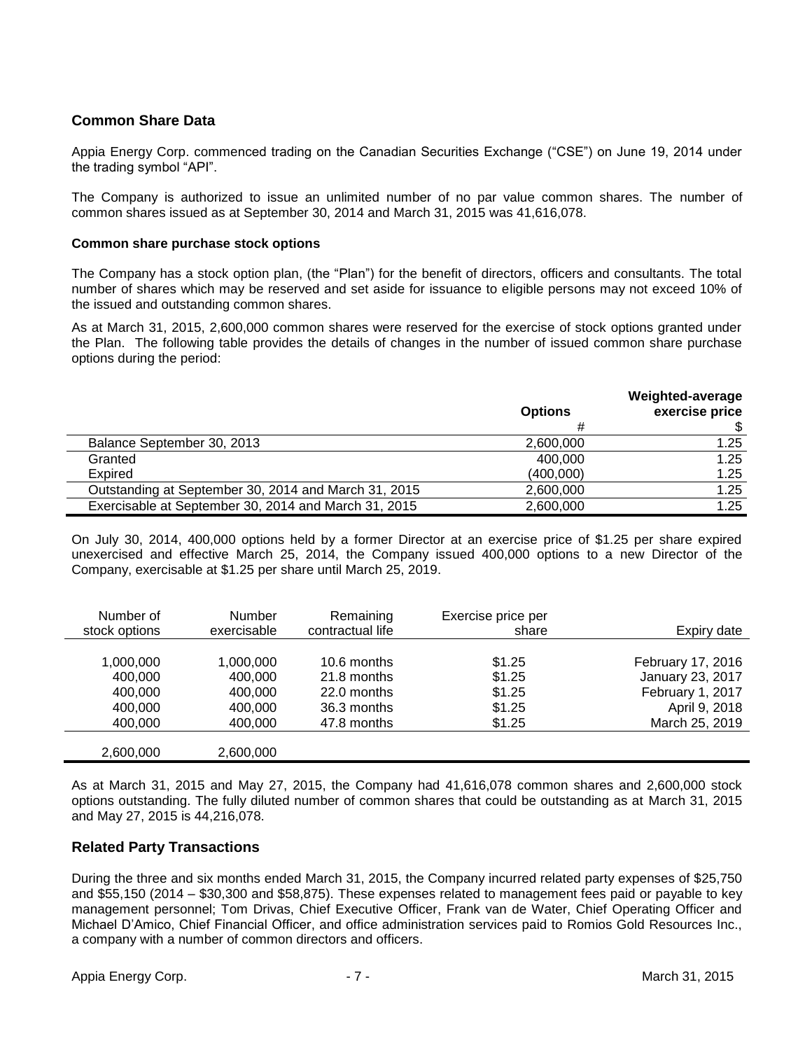## Common Share Data

Appia Energy Corp. commenced trading on the Canadian Securities Exchange ("CSE") on June 19, 2014 under the trading symbol "API".

The Company is authorized to issue an unlimited number of no par value common shares. The number of common shares issued as at September 30, 2014 and March 31, 2015 was 41,616,078.

### Common share purchase stock options

The Company has a stock option plan, (the "Plan") for the benefit of directors, officers and consultants. The total number of shares which may be reserved and set aside for issuance to eligible persons may not exceed 10% of the issued and outstanding common shares.

As at March 31, 2015, 2,600,000 common shares were reserved for the exercise of stock options granted under the Plan. The following table provides the details of changes in the number of issued common share purchase options during the period:

| | Options | Weighted-average exercise price |
|---|---|---|
| | # | $ |
| Balance September 30, 2013 | 2,600,000 | 1.25 |
| Granted | 400,000 | 1.25 |
| Expired | (400,000) | 1.25 |
| Outstanding at September 30, 2014 and March 31, 2015 | 2,600,000 | 1.25 |
| Exercisable at September 30, 2014 and March 31, 2015 | 2,600,000 | 1.25 |

On July 30, 2014, 400,000 options held by a former Director at an exercise price of $1.25 per share expired unexercised and effective March 25, 2014, the Company issued 400,000 options to a new Director of the Company, exercisable at $1.25 per share until March 25, 2019.

| Number of stock options | Number exercisable | Remaining contractual life | Exercise price per share | Expiry date |
|---|---|---|---|---|
| 1,000,000 | 1,000,000 | 10.6 months | $1.25 | February 17, 2016 |
| 400,000 | 400,000 | 21.8 months | $1.25 | January 23, 2017 |
| 400,000 | 400,000 | 22.0 months | $1.25 | February 1, 2017 |
| 400,000 | 400,000 | 36.3 months | $1.25 | April 9, 2018 |
| 400,000 | 400,000 | 47.8 months | $1.25 | March 25, 2019 |
| 2,600,000 | 2,600,000 | | | |

As at March 31, 2015 and May 27, 2015, the Company had 41,616,078 common shares and 2,600,000 stock options outstanding. The fully diluted number of common shares that could be outstanding as at March 31, 2015 and May 27, 2015 is 44,216,078.

## Related Party Transactions

During the three and six months ended March 31, 2015, the Company incurred related party expenses of $25,750 and $55,150 (2014 – $30,300 and $58,875). These expenses related to management fees paid or payable to key management personnel; Tom Drivas, Chief Executive Officer, Frank van de Water, Chief Operating Officer and Michael D'Amico, Chief Financial Officer, and office administration services paid to Romios Gold Resources Inc., a company with a number of common directors and officers.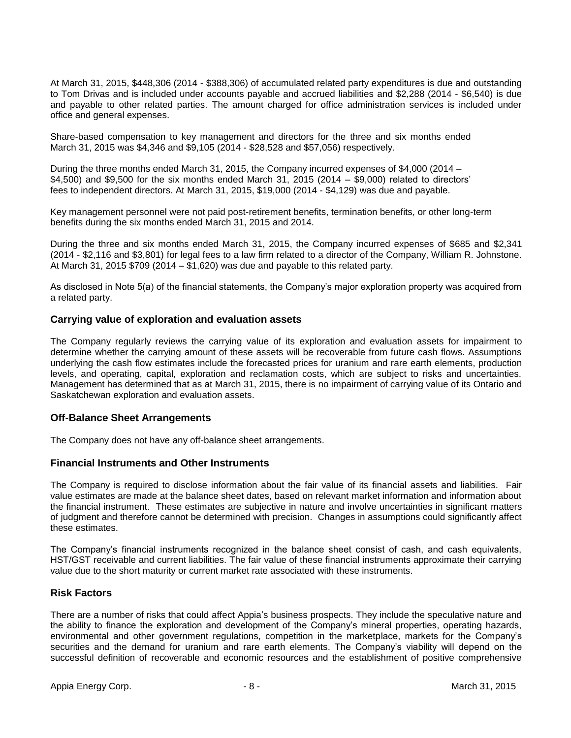At March 31, 2015, $448,306 (2014 - $388,306) of accumulated related party expenditures is due and outstanding to Tom Drivas and is included under accounts payable and accrued liabilities and $2,288 (2014 - $6,540) is due and payable to other related parties. The amount charged for office administration services is included under office and general expenses.

Share-based compensation to key management and directors for the three and six months ended March 31, 2015 was $4,346 and $9,105 (2014 - $28,528 and $57,056) respectively.

During the three months ended March 31, 2015, the Company incurred expenses of $4,000 (2014 – $4,500) and $9,500 for the six months ended March 31, 2015 (2014 – $9,000) related to directors' fees to independent directors. At March 31, 2015, $19,000 (2014 - $4,129) was due and payable.

Key management personnel were not paid post-retirement benefits, termination benefits, or other long-term benefits during the six months ended March 31, 2015 and 2014.

During the three and six months ended March 31, 2015, the Company incurred expenses of $685 and $2,341 (2014 - $2,116 and $3,801) for legal fees to a law firm related to a director of the Company, William R. Johnstone. At March 31, 2015 $709 (2014 – $1,620) was due and payable to this related party.

As disclosed in Note 5(a) of the financial statements, the Company's major exploration property was acquired from a related party.

## Carrying value of exploration and evaluation assets

The Company regularly reviews the carrying value of its exploration and evaluation assets for impairment to determine whether the carrying amount of these assets will be recoverable from future cash flows. Assumptions underlying the cash flow estimates include the forecasted prices for uranium and rare earth elements, production levels, and operating, capital, exploration and reclamation costs, which are subject to risks and uncertainties. Management has determined that as at March 31, 2015, there is no impairment of carrying value of its Ontario and Saskatchewan exploration and evaluation assets.

## Off-Balance Sheet Arrangements

The Company does not have any off-balance sheet arrangements.

## Financial Instruments and Other Instruments

The Company is required to disclose information about the fair value of its financial assets and liabilities. Fair value estimates are made at the balance sheet dates, based on relevant market information and information about the financial instrument. These estimates are subjective in nature and involve uncertainties in significant matters of judgment and therefore cannot be determined with precision. Changes in assumptions could significantly affect these estimates.

The Company's financial instruments recognized in the balance sheet consist of cash, and cash equivalents, HST/GST receivable and current liabilities. The fair value of these financial instruments approximate their carrying value due to the short maturity or current market rate associated with these instruments.

## Risk Factors

There are a number of risks that could affect Appia's business prospects. They include the speculative nature and the ability to finance the exploration and development of the Company's mineral properties, operating hazards, environmental and other government regulations, competition in the marketplace, markets for the Company's securities and the demand for uranium and rare earth elements. The Company's viability will depend on the successful definition of recoverable and economic resources and the establishment of positive comprehensive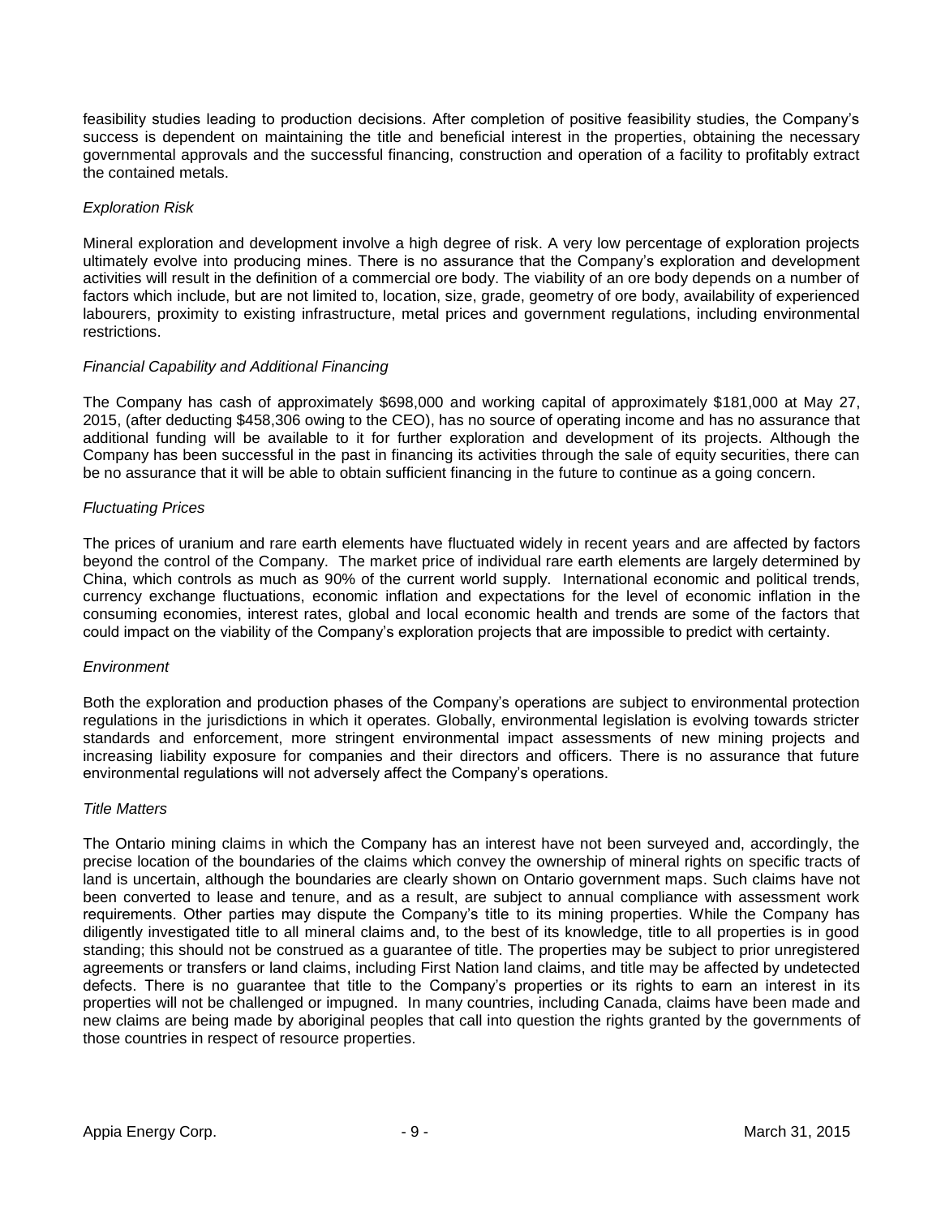feasibility studies leading to production decisions. After completion of positive feasibility studies, the Company's success is dependent on maintaining the title and beneficial interest in the properties, obtaining the necessary governmental approvals and the successful financing, construction and operation of a facility to profitably extract the contained metals.

*Exploration Risk*

Mineral exploration and development involve a high degree of risk. A very low percentage of exploration projects ultimately evolve into producing mines. There is no assurance that the Company's exploration and development activities will result in the definition of a commercial ore body. The viability of an ore body depends on a number of factors which include, but are not limited to, location, size, grade, geometry of ore body, availability of experienced labourers, proximity to existing infrastructure, metal prices and government regulations, including environmental restrictions.

*Financial Capability and Additional Financing*

The Company has cash of approximately $698,000 and working capital of approximately $181,000 at May 27, 2015, (after deducting $458,306 owing to the CEO), has no source of operating income and has no assurance that additional funding will be available to it for further exploration and development of its projects. Although the Company has been successful in the past in financing its activities through the sale of equity securities, there can be no assurance that it will be able to obtain sufficient financing in the future to continue as a going concern.

*Fluctuating Prices*

The prices of uranium and rare earth elements have fluctuated widely in recent years and are affected by factors beyond the control of the Company. The market price of individual rare earth elements are largely determined by China, which controls as much as 90% of the current world supply. International economic and political trends, currency exchange fluctuations, economic inflation and expectations for the level of economic inflation in the consuming economies, interest rates, global and local economic health and trends are some of the factors that could impact on the viability of the Company's exploration projects that are impossible to predict with certainty.

*Environment*

Both the exploration and production phases of the Company's operations are subject to environmental protection regulations in the jurisdictions in which it operates. Globally, environmental legislation is evolving towards stricter standards and enforcement, more stringent environmental impact assessments of new mining projects and increasing liability exposure for companies and their directors and officers. There is no assurance that future environmental regulations will not adversely affect the Company's operations.

*Title Matters*

The Ontario mining claims in which the Company has an interest have not been surveyed and, accordingly, the precise location of the boundaries of the claims which convey the ownership of mineral rights on specific tracts of land is uncertain, although the boundaries are clearly shown on Ontario government maps. Such claims have not been converted to lease and tenure, and as a result, are subject to annual compliance with assessment work requirements. Other parties may dispute the Company's title to its mining properties. While the Company has diligently investigated title to all mineral claims and, to the best of its knowledge, title to all properties is in good standing; this should not be construed as a guarantee of title. The properties may be subject to prior unregistered agreements or transfers or land claims, including First Nation land claims, and title may be affected by undetected defects. There is no guarantee that title to the Company's properties or its rights to earn an interest in its properties will not be challenged or impugned. In many countries, including Canada, claims have been made and new claims are being made by aboriginal peoples that call into question the rights granted by the governments of those countries in respect of resource properties.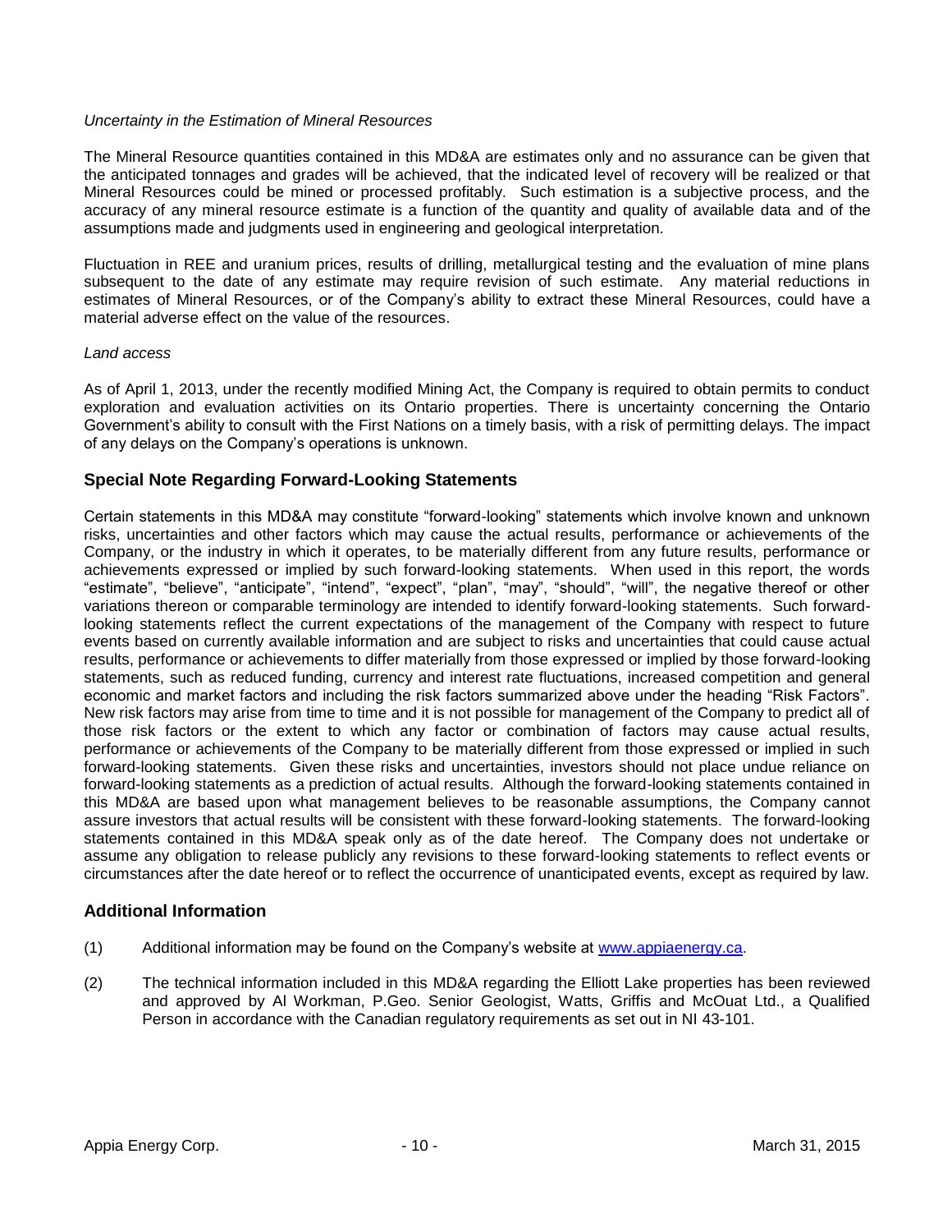*Uncertainty in the Estimation of Mineral Resources*

The Mineral Resource quantities contained in this MD&A are estimates only and no assurance can be given that the anticipated tonnages and grades will be achieved, that the indicated level of recovery will be realized or that Mineral Resources could be mined or processed profitably. Such estimation is a subjective process, and the accuracy of any mineral resource estimate is a function of the quantity and quality of available data and of the assumptions made and judgments used in engineering and geological interpretation.

Fluctuation in REE and uranium prices, results of drilling, metallurgical testing and the evaluation of mine plans subsequent to the date of any estimate may require revision of such estimate. Any material reductions in estimates of Mineral Resources, or of the Company's ability to extract these Mineral Resources, could have a material adverse effect on the value of the resources.

*Land access*

As of April 1, 2013, under the recently modified Mining Act, the Company is required to obtain permits to conduct exploration and evaluation activities on its Ontario properties. There is uncertainty concerning the Ontario Government's ability to consult with the First Nations on a timely basis, with a risk of permitting delays. The impact of any delays on the Company's operations is unknown.

## Special Note Regarding Forward-Looking Statements

Certain statements in this MD&A may constitute "forward-looking" statements which involve known and unknown risks, uncertainties and other factors which may cause the actual results, performance or achievements of the Company, or the industry in which it operates, to be materially different from any future results, performance or achievements expressed or implied by such forward-looking statements. When used in this report, the words "estimate", "believe", "anticipate", "intend", "expect", "plan", "may", "should", "will", the negative thereof or other variations thereon or comparable terminology are intended to identify forward-looking statements. Such forward-looking statements reflect the current expectations of the management of the Company with respect to future events based on currently available information and are subject to risks and uncertainties that could cause actual results, performance or achievements to differ materially from those expressed or implied by those forward-looking statements, such as reduced funding, currency and interest rate fluctuations, increased competition and general economic and market factors and including the risk factors summarized above under the heading "Risk Factors". New risk factors may arise from time to time and it is not possible for management of the Company to predict all of those risk factors or the extent to which any factor or combination of factors may cause actual results, performance or achievements of the Company to be materially different from those expressed or implied in such forward-looking statements. Given these risks and uncertainties, investors should not place undue reliance on forward-looking statements as a prediction of actual results. Although the forward-looking statements contained in this MD&A are based upon what management believes to be reasonable assumptions, the Company cannot assure investors that actual results will be consistent with these forward-looking statements. The forward-looking statements contained in this MD&A speak only as of the date hereof. The Company does not undertake or assume any obligation to release publicly any revisions to these forward-looking statements to reflect events or circumstances after the date hereof or to reflect the occurrence of unanticipated events, except as required by law.

## Additional Information

(1) Additional information may be found on the Company's website at www.appiaenergy.ca.

(2) The technical information included in this MD&A regarding the Elliott Lake properties has been reviewed and approved by Al Workman, P.Geo. Senior Geologist, Watts, Griffis and McOuat Ltd., a Qualified Person in accordance with the Canadian regulatory requirements as set out in NI 43-101.